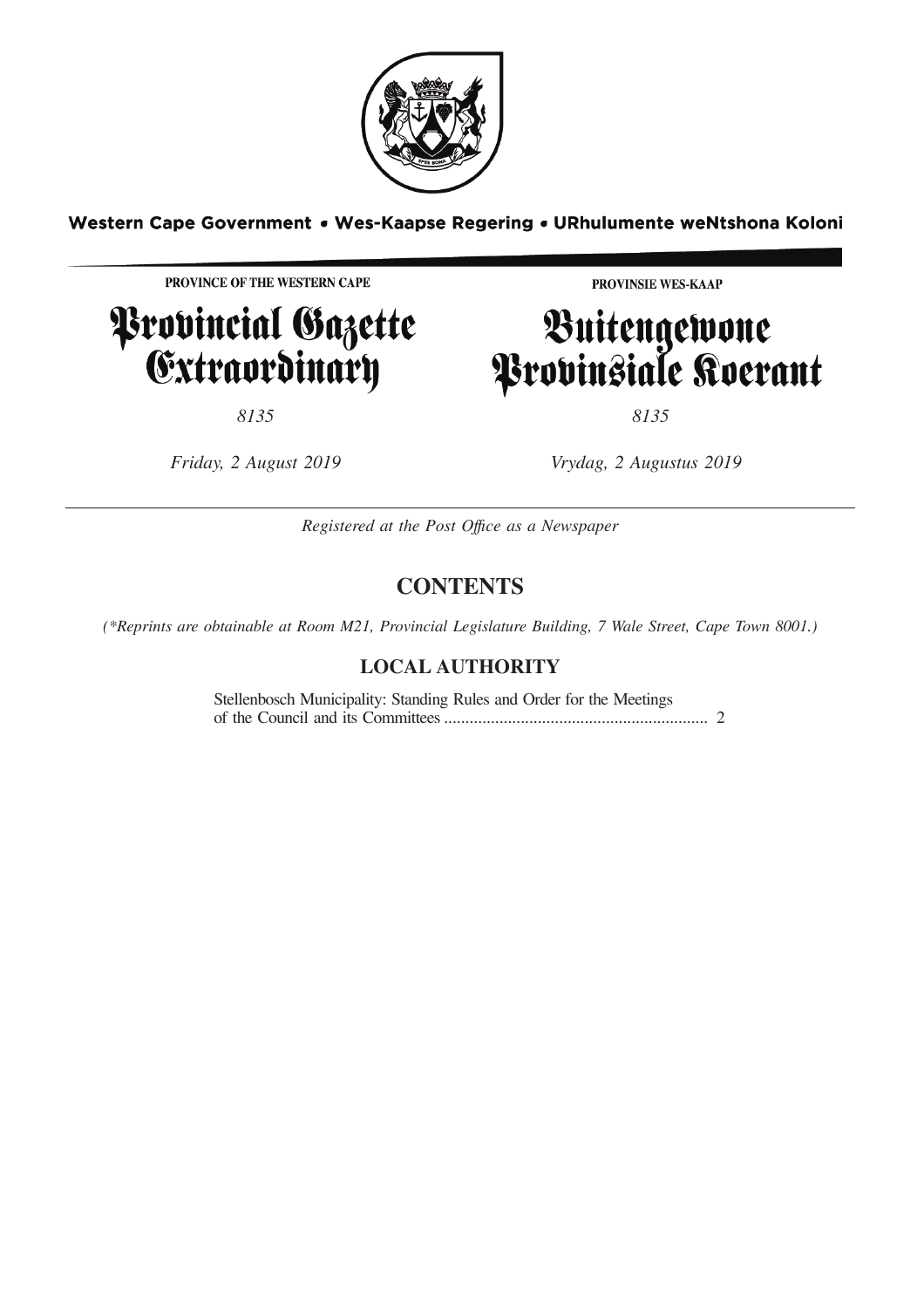Western Cape Government • Wes-Kaapse Regering • URhulumente weNtshona Koloni

**PROVINCE OF THE WESTERN CAPE**

# Provincial Gazette Extraordinary

*8135*

*Friday, 2 August 2019*

**PROVINSIE WES-KAAP**

# Buitengewone Provinsiale Koerant

*8135*

*Vrydag, 2 Augustus 2019*

*Registered at the Post Office as a Newspaper*

## CONTENTS

*(\*Reprints are obtainable at Room M21, Provincial Legislature Building, 7 Wale Street, Cape Town 8001.)*

### LOCAL AUTHORITY

Stellenbosch Municipality: Standing Rules and Order for the Meetings of the Council and its Committees .............................................................. 2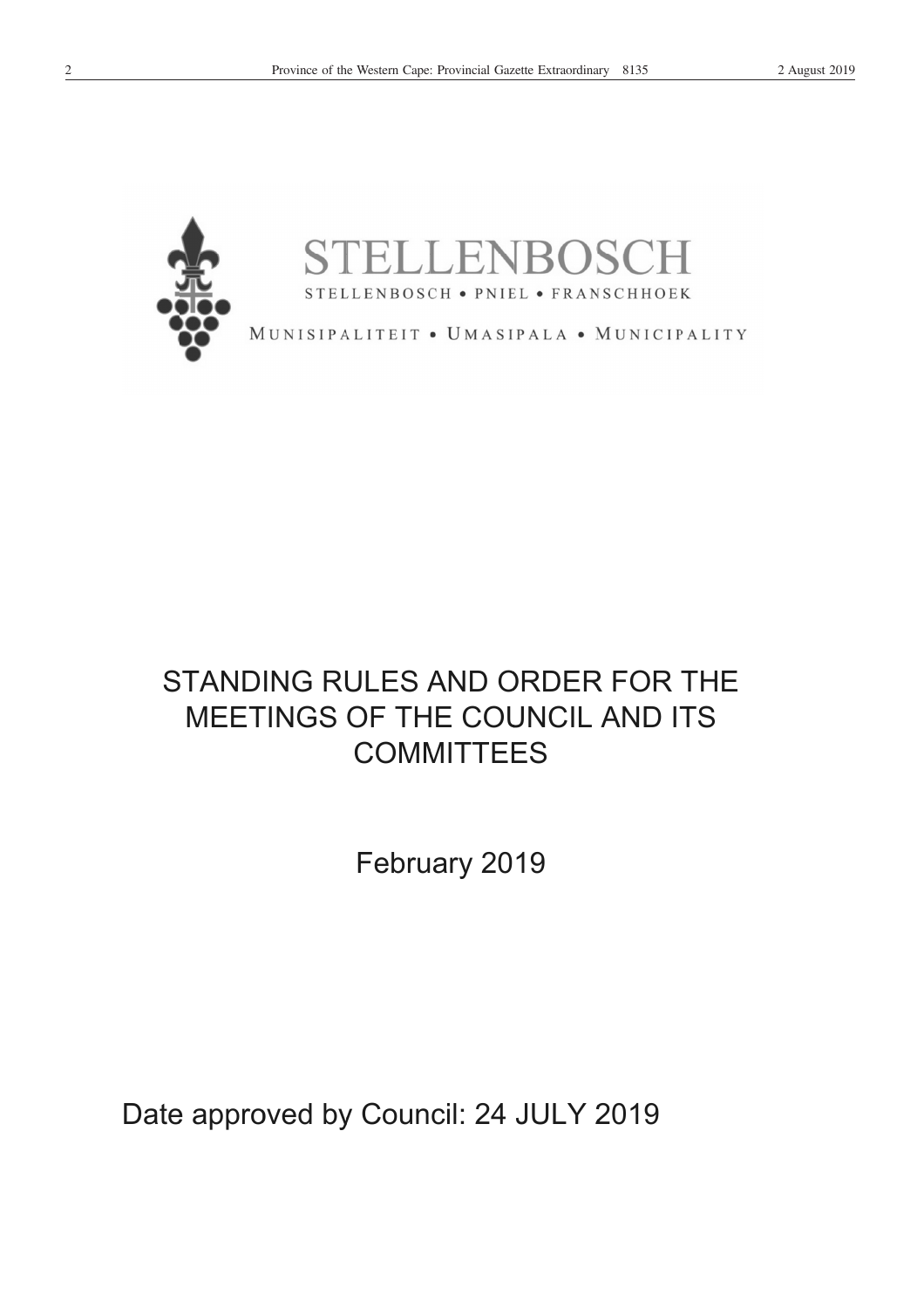STELLENBOSCH

STELLENBOSCH • PNIEL • FRANSCHHOEK

MUNISIPALITEIT • UMASIPALA • MUNICIPALITY

# STANDING RULES AND ORDER FOR THE MEETINGS OF THE COUNCIL AND ITS COMMITTEES

February 2019

Date approved by Council: 24 JULY 2019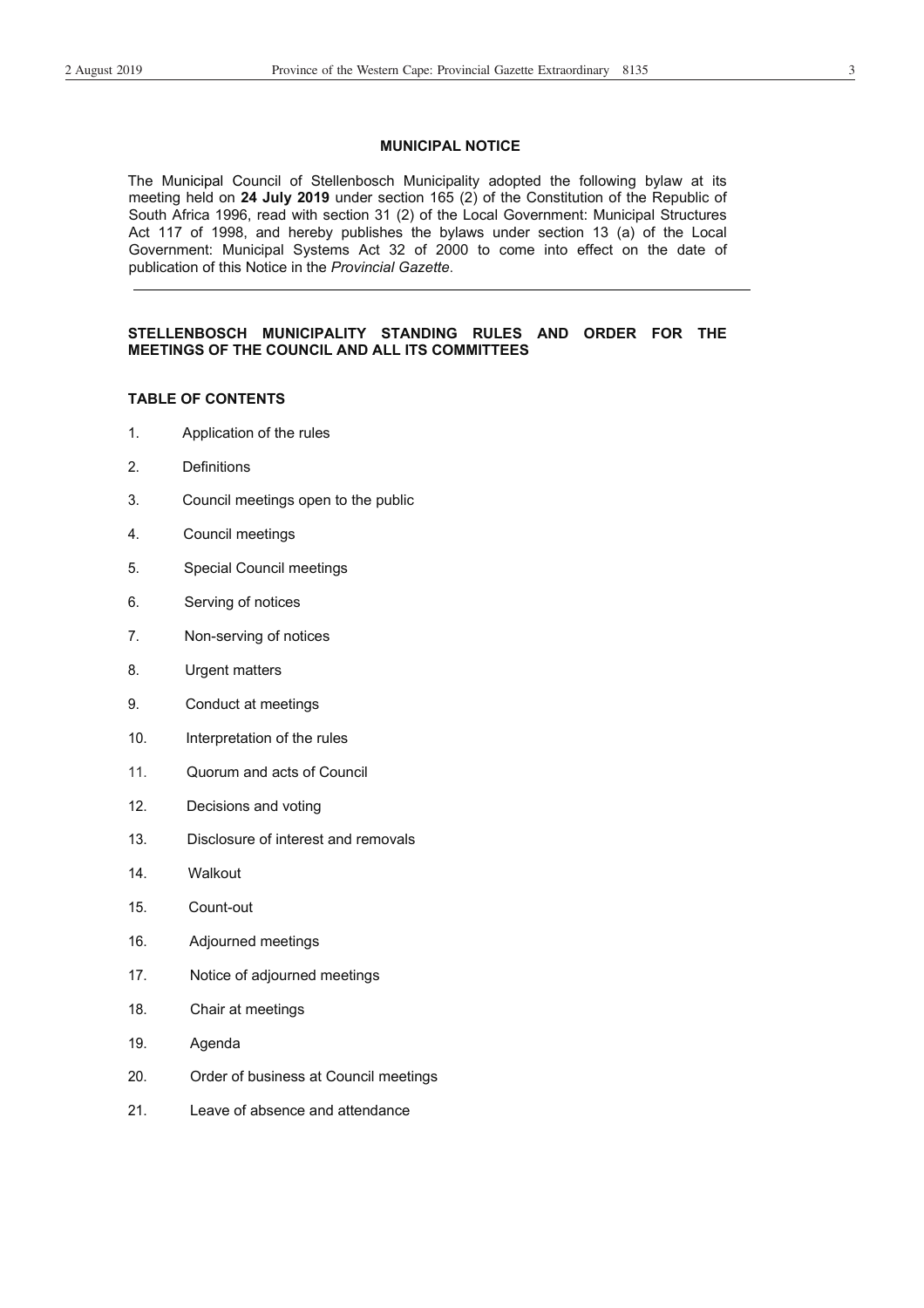## MUNICIPAL NOTICE

The Municipal Council of Stellenbosch Municipality adopted the following bylaw at its meeting held on **24 July 2019** under section 165 (2) of the Constitution of the Republic of South Africa 1996, read with section 31 (2) of the Local Government: Municipal Structures Act 117 of 1998, and hereby publishes the bylaws under section 13 (a) of the Local Government: Municipal Systems Act 32 of 2000 to come into effect on the date of publication of this Notice in the *Provincial Gazette*.

---

## STELLENBOSCH MUNICIPALITY STANDING RULES AND ORDER FOR THE MEETINGS OF THE COUNCIL AND ALL ITS COMMITTEES

### TABLE OF CONTENTS

1. Application of the rules
2. Definitions
3. Council meetings open to the public
4. Council meetings
5. Special Council meetings
6. Serving of notices
7. Non-serving of notices
8. Urgent matters
9. Conduct at meetings
10. Interpretation of the rules
11. Quorum and acts of Council
12. Decisions and voting
13. Disclosure of interest and removals
14. Walkout
15. Count-out
16. Adjourned meetings
17. Notice of adjourned meetings
18. Chair at meetings
19. Agenda
20. Order of business at Council meetings
21. Leave of absence and attendance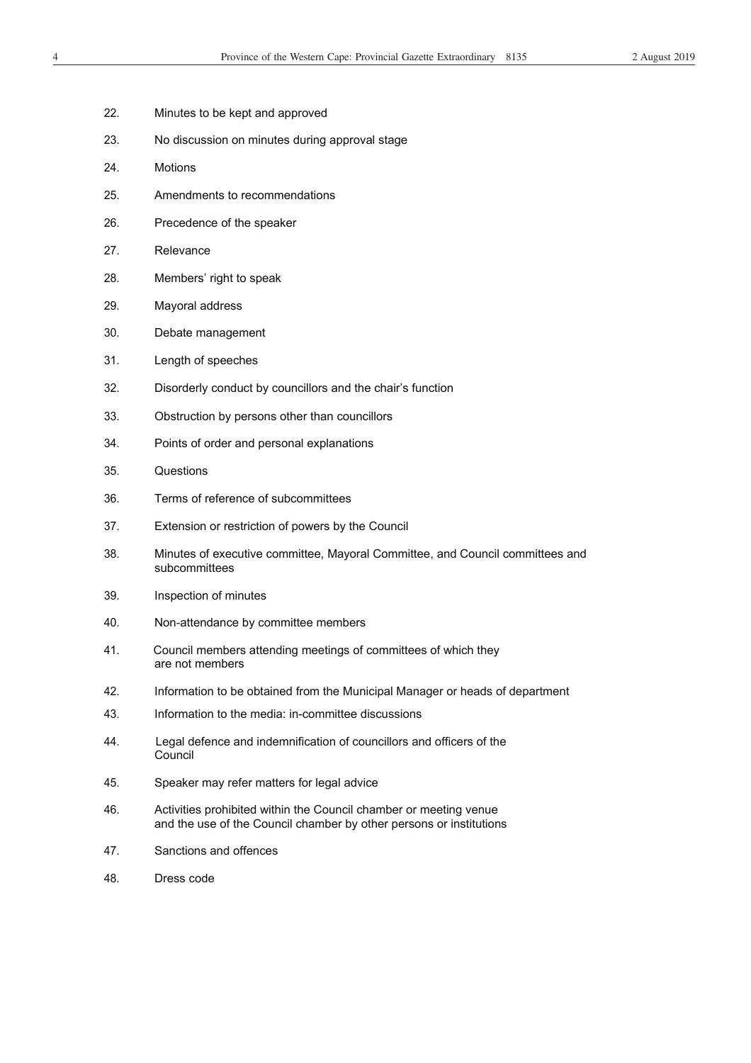22. Minutes to be kept and approved

23. No discussion on minutes during approval stage

24. Motions

25. Amendments to recommendations

26. Precedence of the speaker

27. Relevance

28. Members' right to speak

29. Mayoral address

30. Debate management

31. Length of speeches

32. Disorderly conduct by councillors and the chair's function

33. Obstruction by persons other than councillors

34. Points of order and personal explanations

35. Questions

36. Terms of reference of subcommittees

37. Extension or restriction of powers by the Council

38. Minutes of executive committee, Mayoral Committee, and Council committees and subcommittees

39. Inspection of minutes

40. Non-attendance by committee members

41. Council members attending meetings of committees of which they are not members

42. Information to be obtained from the Municipal Manager or heads of department

43. Information to the media: in-committee discussions

44. Legal defence and indemnification of councillors and officers of the Council

45. Speaker may refer matters for legal advice

46. Activities prohibited within the Council chamber or meeting venue and the use of the Council chamber by other persons or institutions

47. Sanctions and offences

48. Dress code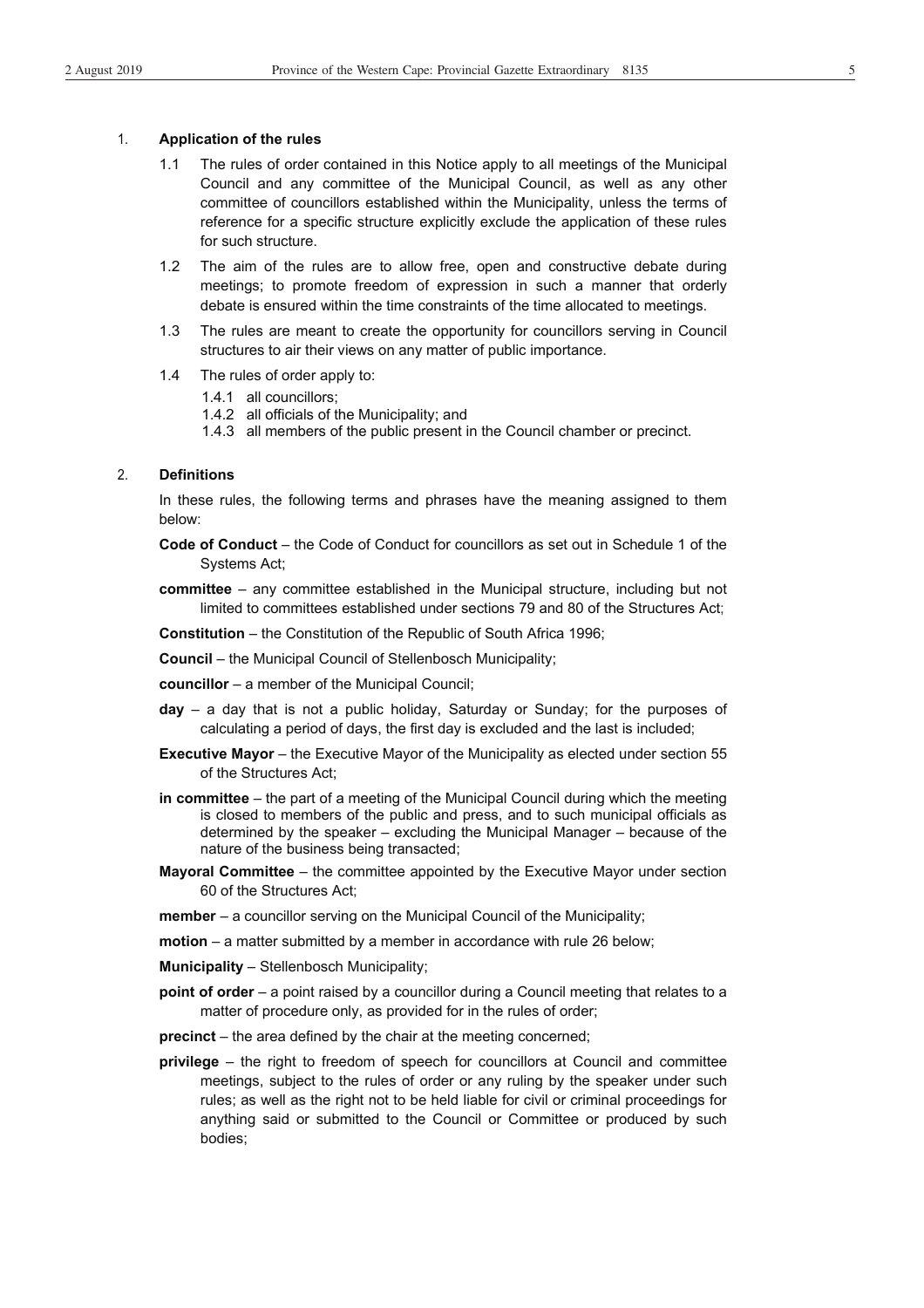## 1. Application of the rules

1.1 The rules of order contained in this Notice apply to all meetings of the Municipal Council and any committee of the Municipal Council, as well as any other committee of councillors established within the Municipality, unless the terms of reference for a specific structure explicitly exclude the application of these rules for such structure.

1.2 The aim of the rules are to allow free, open and constructive debate during meetings; to promote freedom of expression in such a manner that orderly debate is ensured within the time constraints of the time allocated to meetings.

1.3 The rules are meant to create the opportunity for councillors serving in Council structures to air their views on any matter of public importance.

1.4 The rules of order apply to:

1.4.1 all councillors;
1.4.2 all officials of the Municipality; and
1.4.3 all members of the public present in the Council chamber or precinct.

## 2. Definitions

In these rules, the following terms and phrases have the meaning assigned to them below:

**Code of Conduct** – the Code of Conduct for councillors as set out in Schedule 1 of the Systems Act;

**committee** – any committee established in the Municipal structure, including but not limited to committees established under sections 79 and 80 of the Structures Act;

**Constitution** – the Constitution of the Republic of South Africa 1996;

**Council** – the Municipal Council of Stellenbosch Municipality;

**councillor** – a member of the Municipal Council;

**day** – a day that is not a public holiday, Saturday or Sunday; for the purposes of calculating a period of days, the first day is excluded and the last is included;

**Executive Mayor** – the Executive Mayor of the Municipality as elected under section 55 of the Structures Act;

**in committee** – the part of a meeting of the Municipal Council during which the meeting is closed to members of the public and press, and to such municipal officials as determined by the speaker – excluding the Municipal Manager – because of the nature of the business being transacted;

**Mayoral Committee** – the committee appointed by the Executive Mayor under section 60 of the Structures Act;

**member** – a councillor serving on the Municipal Council of the Municipality;

**motion** – a matter submitted by a member in accordance with rule 26 below;

**Municipality** – Stellenbosch Municipality;

**point of order** – a point raised by a councillor during a Council meeting that relates to a matter of procedure only, as provided for in the rules of order;

**precinct** – the area defined by the chair at the meeting concerned;

**privilege** – the right to freedom of speech for councillors at Council and committee meetings, subject to the rules of order or any ruling by the speaker under such rules; as well as the right not to be held liable for civil or criminal proceedings for anything said or submitted to the Council or Committee or produced by such bodies;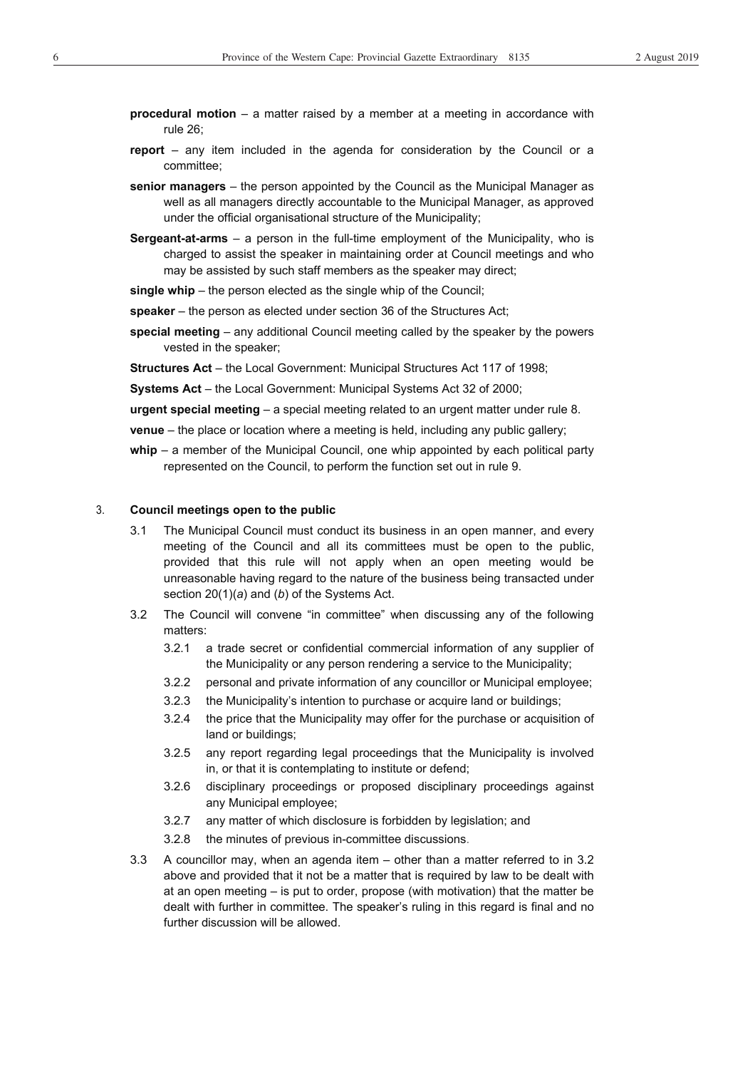**procedural motion** – a matter raised by a member at a meeting in accordance with rule 26;

**report** – any item included in the agenda for consideration by the Council or a committee;

**senior managers** – the person appointed by the Council as the Municipal Manager as well as all managers directly accountable to the Municipal Manager, as approved under the official organisational structure of the Municipality;

**Sergeant-at-arms** – a person in the full-time employment of the Municipality, who is charged to assist the speaker in maintaining order at Council meetings and who may be assisted by such staff members as the speaker may direct;

**single whip** – the person elected as the single whip of the Council;

**speaker** – the person as elected under section 36 of the Structures Act;

**special meeting** – any additional Council meeting called by the speaker by the powers vested in the speaker;

**Structures Act** – the Local Government: Municipal Structures Act 117 of 1998;

**Systems Act** – the Local Government: Municipal Systems Act 32 of 2000;

**urgent special meeting** – a special meeting related to an urgent matter under rule 8.

**venue** – the place or location where a meeting is held, including any public gallery;

**whip** – a member of the Municipal Council, one whip appointed by each political party represented on the Council, to perform the function set out in rule 9.

3. **Council meetings open to the public**

3.1 The Municipal Council must conduct its business in an open manner, and every meeting of the Council and all its committees must be open to the public, provided that this rule will not apply when an open meeting would be unreasonable having regard to the nature of the business being transacted under section 20(1)(*a*) and (*b*) of the Systems Act.

3.2 The Council will convene "in committee" when discussing any of the following matters:

3.2.1 a trade secret or confidential commercial information of any supplier of the Municipality or any person rendering a service to the Municipality;

3.2.2 personal and private information of any councillor or Municipal employee;

3.2.3 the Municipality's intention to purchase or acquire land or buildings;

3.2.4 the price that the Municipality may offer for the purchase or acquisition of land or buildings;

3.2.5 any report regarding legal proceedings that the Municipality is involved in, or that it is contemplating to institute or defend;

3.2.6 disciplinary proceedings or proposed disciplinary proceedings against any Municipal employee;

3.2.7 any matter of which disclosure is forbidden by legislation; and

3.2.8 the minutes of previous in-committee discussions.

3.3 A councillor may, when an agenda item – other than a matter referred to in 3.2 above and provided that it not be a matter that is required by law to be dealt with at an open meeting – is put to order, propose (with motivation) that the matter be dealt with further in committee. The speaker's ruling in this regard is final and no further discussion will be allowed.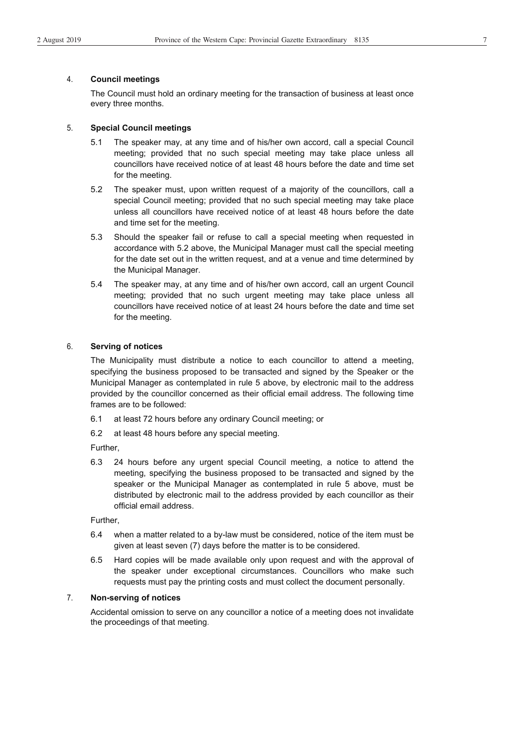### 4. **Council meetings**

The Council must hold an ordinary meeting for the transaction of business at least once every three months.

### 5. **Special Council meetings**

5.1 The speaker may, at any time and of his/her own accord, call a special Council meeting; provided that no such special meeting may take place unless all councillors have received notice of at least 48 hours before the date and time set for the meeting.

5.2 The speaker must, upon written request of a majority of the councillors, call a special Council meeting; provided that no such special meeting may take place unless all councillors have received notice of at least 48 hours before the date and time set for the meeting.

5.3 Should the speaker fail or refuse to call a special meeting when requested in accordance with 5.2 above, the Municipal Manager must call the special meeting for the date set out in the written request, and at a venue and time determined by the Municipal Manager.

5.4 The speaker may, at any time and of his/her own accord, call an urgent Council meeting; provided that no such urgent meeting may take place unless all councillors have received notice of at least 24 hours before the date and time set for the meeting.

### 6. **Serving of notices**

The Municipality must distribute a notice to each councillor to attend a meeting, specifying the business proposed to be transacted and signed by the Speaker or the Municipal Manager as contemplated in rule 5 above, by electronic mail to the address provided by the councillor concerned as their official email address. The following time frames are to be followed:

6.1 at least 72 hours before any ordinary Council meeting; or

6.2 at least 48 hours before any special meeting.

Further,

6.3 24 hours before any urgent special Council meeting, a notice to attend the meeting, specifying the business proposed to be transacted and signed by the speaker or the Municipal Manager as contemplated in rule 5 above, must be distributed by electronic mail to the address provided by each councillor as their official email address.

Further,

6.4 when a matter related to a by-law must be considered, notice of the item must be given at least seven (7) days before the matter is to be considered.

6.5 Hard copies will be made available only upon request and with the approval of the speaker under exceptional circumstances. Councillors who make such requests must pay the printing costs and must collect the document personally.

### 7. **Non-serving of notices**

Accidental omission to serve on any councillor a notice of a meeting does not invalidate the proceedings of that meeting.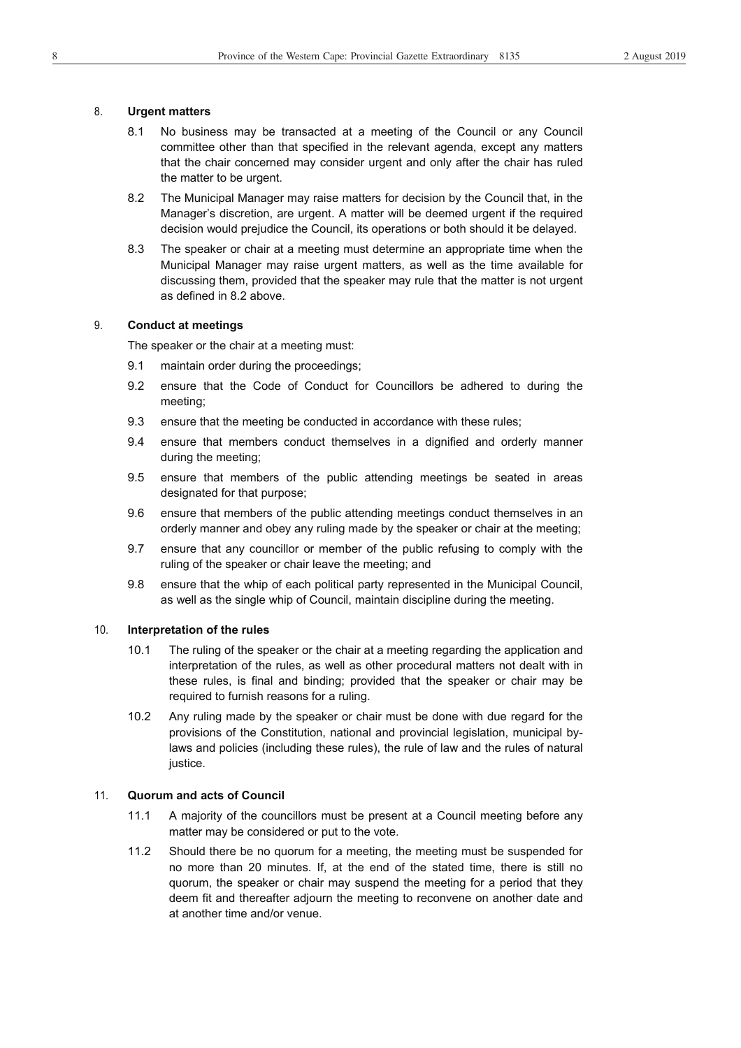8. **Urgent matters**

8.1 No business may be transacted at a meeting of the Council or any Council committee other than that specified in the relevant agenda, except any matters that the chair concerned may consider urgent and only after the chair has ruled the matter to be urgent.

8.2 The Municipal Manager may raise matters for decision by the Council that, in the Manager's discretion, are urgent. A matter will be deemed urgent if the required decision would prejudice the Council, its operations or both should it be delayed.

8.3 The speaker or chair at a meeting must determine an appropriate time when the Municipal Manager may raise urgent matters, as well as the time available for discussing them, provided that the speaker may rule that the matter is not urgent as defined in 8.2 above.

9. **Conduct at meetings**

The speaker or the chair at a meeting must:

9.1 maintain order during the proceedings;

9.2 ensure that the Code of Conduct for Councillors be adhered to during the meeting;

9.3 ensure that the meeting be conducted in accordance with these rules;

9.4 ensure that members conduct themselves in a dignified and orderly manner during the meeting;

9.5 ensure that members of the public attending meetings be seated in areas designated for that purpose;

9.6 ensure that members of the public attending meetings conduct themselves in an orderly manner and obey any ruling made by the speaker or chair at the meeting;

9.7 ensure that any councillor or member of the public refusing to comply with the ruling of the speaker or chair leave the meeting; and

9.8 ensure that the whip of each political party represented in the Municipal Council, as well as the single whip of Council, maintain discipline during the meeting.

10. **Interpretation of the rules**

10.1 The ruling of the speaker or the chair at a meeting regarding the application and interpretation of the rules, as well as other procedural matters not dealt with in these rules, is final and binding; provided that the speaker or chair may be required to furnish reasons for a ruling.

10.2 Any ruling made by the speaker or chair must be done with due regard for the provisions of the Constitution, national and provincial legislation, municipal by-laws and policies (including these rules), the rule of law and the rules of natural justice.

11. **Quorum and acts of Council**

11.1 A majority of the councillors must be present at a Council meeting before any matter may be considered or put to the vote.

11.2 Should there be no quorum for a meeting, the meeting must be suspended for no more than 20 minutes. If, at the end of the stated time, there is still no quorum, the speaker or chair may suspend the meeting for a period that they deem fit and thereafter adjourn the meeting to reconvene on another date and at another time and/or venue.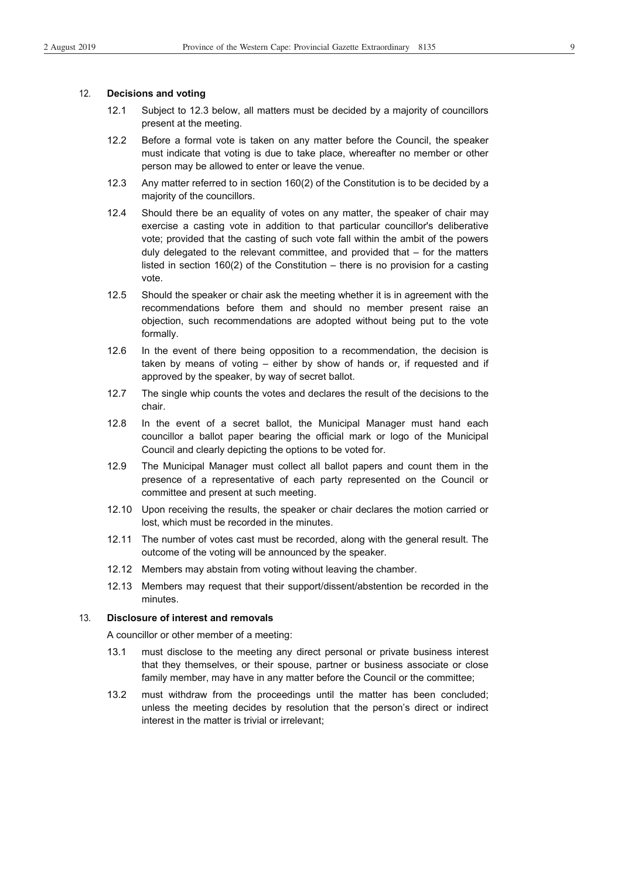### 12. Decisions and voting

12.1 Subject to 12.3 below, all matters must be decided by a majority of councillors present at the meeting.

12.2 Before a formal vote is taken on any matter before the Council, the speaker must indicate that voting is due to take place, whereafter no member or other person may be allowed to enter or leave the venue.

12.3 Any matter referred to in section 160(2) of the Constitution is to be decided by a majority of the councillors.

12.4 Should there be an equality of votes on any matter, the speaker of chair may exercise a casting vote in addition to that particular councillor's deliberative vote; provided that the casting of such vote fall within the ambit of the powers duly delegated to the relevant committee, and provided that – for the matters listed in section 160(2) of the Constitution – there is no provision for a casting vote.

12.5 Should the speaker or chair ask the meeting whether it is in agreement with the recommendations before them and should no member present raise an objection, such recommendations are adopted without being put to the vote formally.

12.6 In the event of there being opposition to a recommendation, the decision is taken by means of voting – either by show of hands or, if requested and if approved by the speaker, by way of secret ballot.

12.7 The single whip counts the votes and declares the result of the decisions to the chair.

12.8 In the event of a secret ballot, the Municipal Manager must hand each councillor a ballot paper bearing the official mark or logo of the Municipal Council and clearly depicting the options to be voted for.

12.9 The Municipal Manager must collect all ballot papers and count them in the presence of a representative of each party represented on the Council or committee and present at such meeting.

12.10 Upon receiving the results, the speaker or chair declares the motion carried or lost, which must be recorded in the minutes.

12.11 The number of votes cast must be recorded, along with the general result. The outcome of the voting will be announced by the speaker.

12.12 Members may abstain from voting without leaving the chamber.

12.13 Members may request that their support/dissent/abstention be recorded in the minutes.

### 13. Disclosure of interest and removals

A councillor or other member of a meeting:

13.1 must disclose to the meeting any direct personal or private business interest that they themselves, or their spouse, partner or business associate or close family member, may have in any matter before the Council or the committee;

13.2 must withdraw from the proceedings until the matter has been concluded; unless the meeting decides by resolution that the person's direct or indirect interest in the matter is trivial or irrelevant;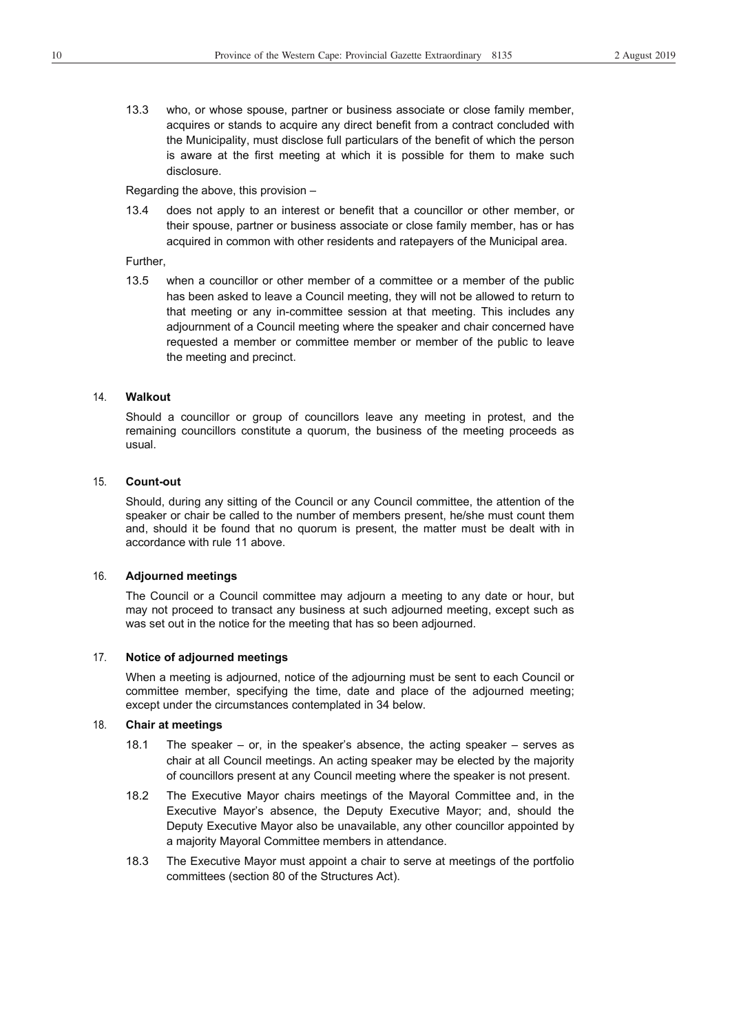13.3 who, or whose spouse, partner or business associate or close family member, acquires or stands to acquire any direct benefit from a contract concluded with the Municipality, must disclose full particulars of the benefit of which the person is aware at the first meeting at which it is possible for them to make such disclosure.

Regarding the above, this provision –

13.4 does not apply to an interest or benefit that a councillor or other member, or their spouse, partner or business associate or close family member, has or has acquired in common with other residents and ratepayers of the Municipal area.

Further,

13.5 when a councillor or other member of a committee or a member of the public has been asked to leave a Council meeting, they will not be allowed to return to that meeting or any in-committee session at that meeting. This includes any adjournment of a Council meeting where the speaker and chair concerned have requested a member or committee member or member of the public to leave the meeting and precinct.

### 14. Walkout

Should a councillor or group of councillors leave any meeting in protest, and the remaining councillors constitute a quorum, the business of the meeting proceeds as usual.

### 15. Count-out

Should, during any sitting of the Council or any Council committee, the attention of the speaker or chair be called to the number of members present, he/she must count them and, should it be found that no quorum is present, the matter must be dealt with in accordance with rule 11 above.

### 16. Adjourned meetings

The Council or a Council committee may adjourn a meeting to any date or hour, but may not proceed to transact any business at such adjourned meeting, except such as was set out in the notice for the meeting that has so been adjourned.

### 17. Notice of adjourned meetings

When a meeting is adjourned, notice of the adjourning must be sent to each Council or committee member, specifying the time, date and place of the adjourned meeting; except under the circumstances contemplated in 34 below.

### 18. Chair at meetings

18.1 The speaker – or, in the speaker's absence, the acting speaker – serves as chair at all Council meetings. An acting speaker may be elected by the majority of councillors present at any Council meeting where the speaker is not present.

18.2 The Executive Mayor chairs meetings of the Mayoral Committee and, in the Executive Mayor's absence, the Deputy Executive Mayor; and, should the Deputy Executive Mayor also be unavailable, any other councillor appointed by a majority Mayoral Committee members in attendance.

18.3 The Executive Mayor must appoint a chair to serve at meetings of the portfolio committees (section 80 of the Structures Act).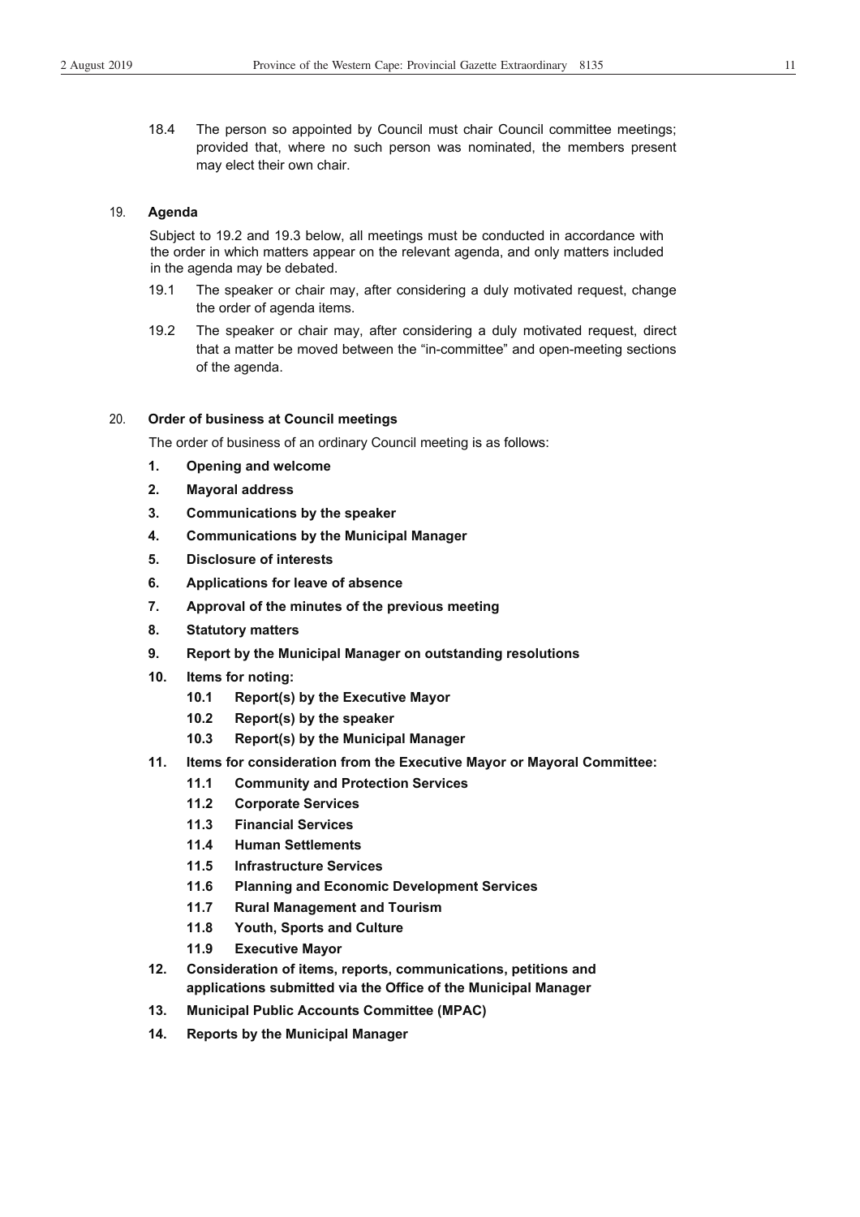18.4 The person so appointed by Council must chair Council committee meetings; provided that, where no such person was nominated, the members present may elect their own chair.

19. **Agenda**

Subject to 19.2 and 19.3 below, all meetings must be conducted in accordance with the order in which matters appear on the relevant agenda, and only matters included in the agenda may be debated.

19.1 The speaker or chair may, after considering a duly motivated request, change the order of agenda items.

19.2 The speaker or chair may, after considering a duly motivated request, direct that a matter be moved between the "in-committee" and open-meeting sections of the agenda.

20. **Order of business at Council meetings**

The order of business of an ordinary Council meeting is as follows:

**1. Opening and welcome**

**2. Mayoral address**

**3. Communications by the speaker**

**4. Communications by the Municipal Manager**

**5. Disclosure of interests**

**6. Applications for leave of absence**

**7. Approval of the minutes of the previous meeting**

**8. Statutory matters**

**9. Report by the Municipal Manager on outstanding resolutions**

**10. Items for noting:**

**10.1 Report(s) by the Executive Mayor**

**10.2 Report(s) by the speaker**

**10.3 Report(s) by the Municipal Manager**

**11. Items for consideration from the Executive Mayor or Mayoral Committee:**

**11.1 Community and Protection Services**

**11.2 Corporate Services**

**11.3 Financial Services**

**11.4 Human Settlements**

**11.5 Infrastructure Services**

**11.6 Planning and Economic Development Services**

**11.7 Rural Management and Tourism**

**11.8 Youth, Sports and Culture**

**11.9 Executive Mayor**

**12. Consideration of items, reports, communications, petitions and applications submitted via the Office of the Municipal Manager**

**13. Municipal Public Accounts Committee (MPAC)**

**14. Reports by the Municipal Manager**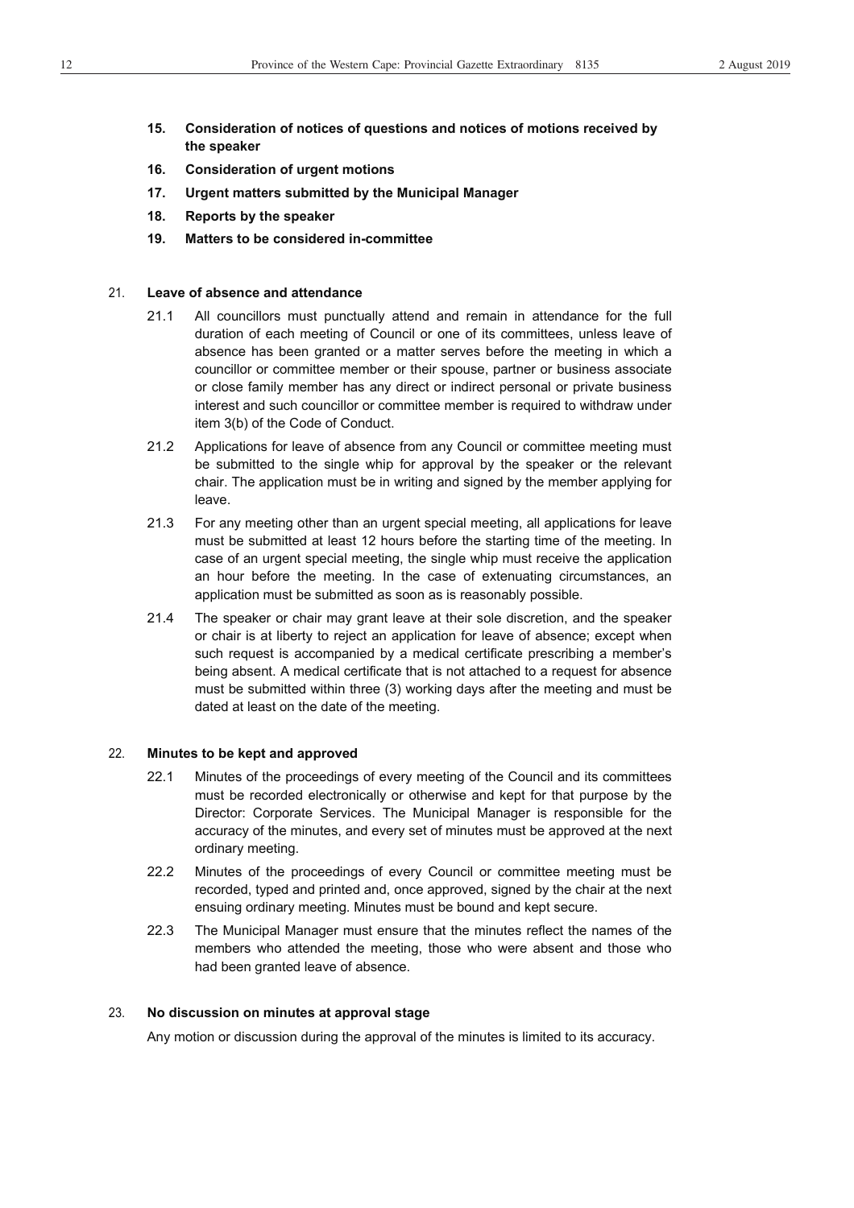15. **Consideration of notices of questions and notices of motions received by the speaker**
16. **Consideration of urgent motions**
17. **Urgent matters submitted by the Municipal Manager**
18. **Reports by the speaker**
19. **Matters to be considered in-committee**

## 21. Leave of absence and attendance

21.1 All councillors must punctually attend and remain in attendance for the full duration of each meeting of Council or one of its committees, unless leave of absence has been granted or a matter serves before the meeting in which a councillor or committee member or their spouse, partner or business associate or close family member has any direct or indirect personal or private business interest and such councillor or committee member is required to withdraw under item 3(b) of the Code of Conduct.

21.2 Applications for leave of absence from any Council or committee meeting must be submitted to the single whip for approval by the speaker or the relevant chair. The application must be in writing and signed by the member applying for leave.

21.3 For any meeting other than an urgent special meeting, all applications for leave must be submitted at least 12 hours before the starting time of the meeting. In case of an urgent special meeting, the single whip must receive the application an hour before the meeting. In the case of extenuating circumstances, an application must be submitted as soon as is reasonably possible.

21.4 The speaker or chair may grant leave at their sole discretion, and the speaker or chair is at liberty to reject an application for leave of absence; except when such request is accompanied by a medical certificate prescribing a member's being absent. A medical certificate that is not attached to a request for absence must be submitted within three (3) working days after the meeting and must be dated at least on the date of the meeting.

## 22. Minutes to be kept and approved

22.1 Minutes of the proceedings of every meeting of the Council and its committees must be recorded electronically or otherwise and kept for that purpose by the Director: Corporate Services. The Municipal Manager is responsible for the accuracy of the minutes, and every set of minutes must be approved at the next ordinary meeting.

22.2 Minutes of the proceedings of every Council or committee meeting must be recorded, typed and printed and, once approved, signed by the chair at the next ensuing ordinary meeting. Minutes must be bound and kept secure.

22.3 The Municipal Manager must ensure that the minutes reflect the names of the members who attended the meeting, those who were absent and those who had been granted leave of absence.

## 23. No discussion on minutes at approval stage

Any motion or discussion during the approval of the minutes is limited to its accuracy.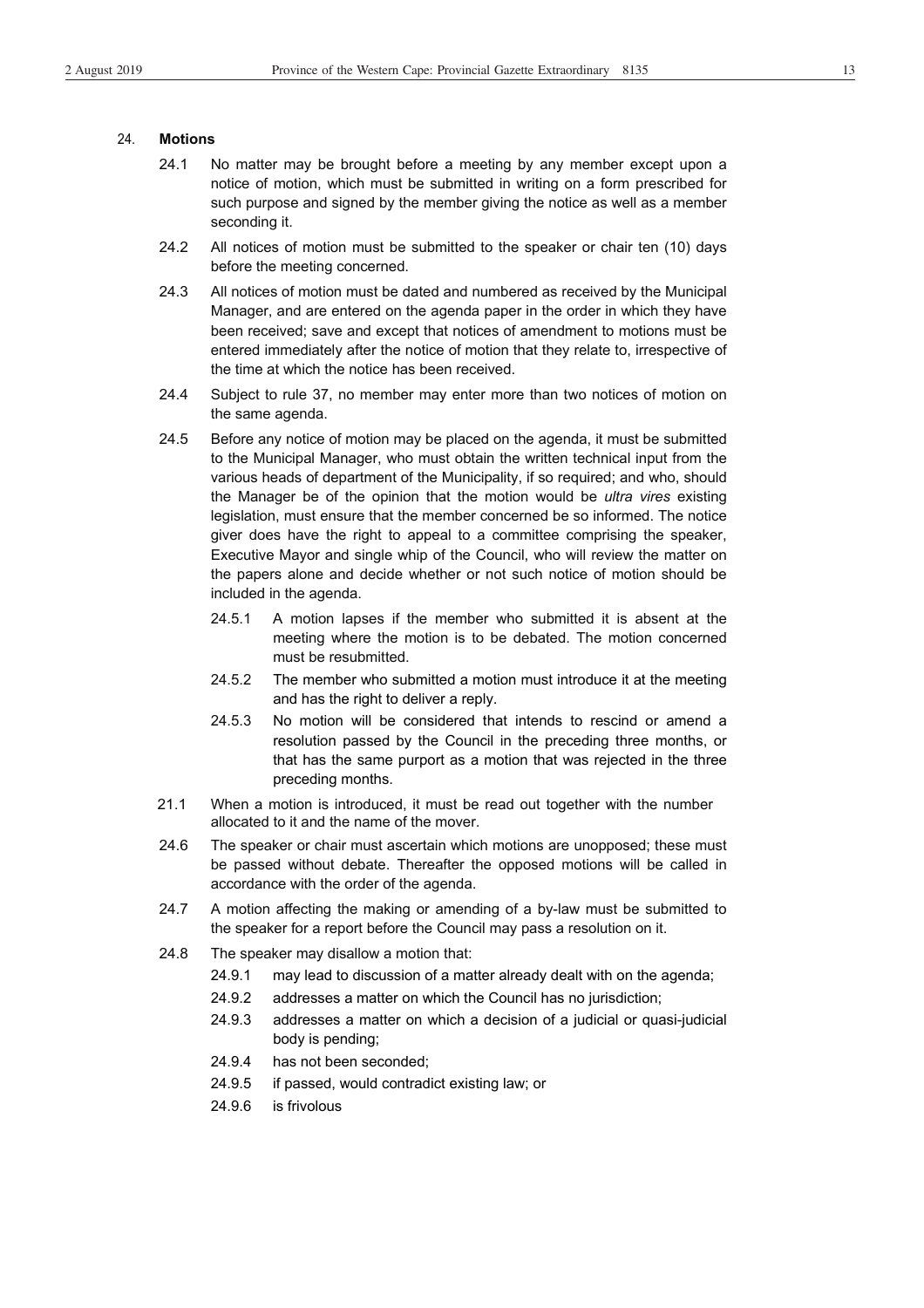## 24. **Motions**

24.1 No matter may be brought before a meeting by any member except upon a notice of motion, which must be submitted in writing on a form prescribed for such purpose and signed by the member giving the notice as well as a member seconding it.

24.2 All notices of motion must be submitted to the speaker or chair ten (10) days before the meeting concerned.

24.3 All notices of motion must be dated and numbered as received by the Municipal Manager, and are entered on the agenda paper in the order in which they have been received; save and except that notices of amendment to motions must be entered immediately after the notice of motion that they relate to, irrespective of the time at which the notice has been received.

24.4 Subject to rule 37, no member may enter more than two notices of motion on the same agenda.

24.5 Before any notice of motion may be placed on the agenda, it must be submitted to the Municipal Manager, who must obtain the written technical input from the various heads of department of the Municipality, if so required; and who, should the Manager be of the opinion that the motion would be *ultra vires* existing legislation, must ensure that the member concerned be so informed. The notice giver does have the right to appeal to a committee comprising the speaker, Executive Mayor and single whip of the Council, who will review the matter on the papers alone and decide whether or not such notice of motion should be included in the agenda.

24.5.1 A motion lapses if the member who submitted it is absent at the meeting where the motion is to be debated. The motion concerned must be resubmitted.

24.5.2 The member who submitted a motion must introduce it at the meeting and has the right to deliver a reply.

24.5.3 No motion will be considered that intends to rescind or amend a resolution passed by the Council in the preceding three months, or that has the same purport as a motion that was rejected in the three preceding months.

21.1 When a motion is introduced, it must be read out together with the number allocated to it and the name of the mover.

24.6 The speaker or chair must ascertain which motions are unopposed; these must be passed without debate. Thereafter the opposed motions will be called in accordance with the order of the agenda.

24.7 A motion affecting the making or amending of a by-law must be submitted to the speaker for a report before the Council may pass a resolution on it.

24.8 The speaker may disallow a motion that:

24.9.1 may lead to discussion of a matter already dealt with on the agenda;

24.9.2 addresses a matter on which the Council has no jurisdiction;

24.9.3 addresses a matter on which a decision of a judicial or quasi-judicial body is pending;

24.9.4 has not been seconded;

24.9.5 if passed, would contradict existing law; or

24.9.6 is frivolous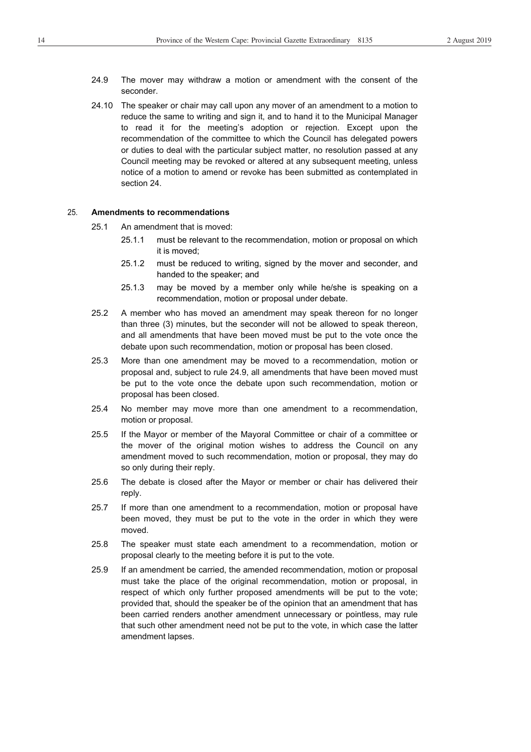24.9 The mover may withdraw a motion or amendment with the consent of the seconder.

24.10 The speaker or chair may call upon any mover of an amendment to a motion to reduce the same to writing and sign it, and to hand it to the Municipal Manager to read it for the meeting's adoption or rejection. Except upon the recommendation of the committee to which the Council has delegated powers or duties to deal with the particular subject matter, no resolution passed at any Council meeting may be revoked or altered at any subsequent meeting, unless notice of a motion to amend or revoke has been submitted as contemplated in section 24.

## 25. Amendments to recommendations

25.1 An amendment that is moved:

25.1.1 must be relevant to the recommendation, motion or proposal on which it is moved;

25.1.2 must be reduced to writing, signed by the mover and seconder, and handed to the speaker; and

25.1.3 may be moved by a member only while he/she is speaking on a recommendation, motion or proposal under debate.

25.2 A member who has moved an amendment may speak thereon for no longer than three (3) minutes, but the seconder will not be allowed to speak thereon, and all amendments that have been moved must be put to the vote once the debate upon such recommendation, motion or proposal has been closed.

25.3 More than one amendment may be moved to a recommendation, motion or proposal and, subject to rule 24.9, all amendments that have been moved must be put to the vote once the debate upon such recommendation, motion or proposal has been closed.

25.4 No member may move more than one amendment to a recommendation, motion or proposal.

25.5 If the Mayor or member of the Mayoral Committee or chair of a committee or the mover of the original motion wishes to address the Council on any amendment moved to such recommendation, motion or proposal, they may do so only during their reply.

25.6 The debate is closed after the Mayor or member or chair has delivered their reply.

25.7 If more than one amendment to a recommendation, motion or proposal have been moved, they must be put to the vote in the order in which they were moved.

25.8 The speaker must state each amendment to a recommendation, motion or proposal clearly to the meeting before it is put to the vote.

25.9 If an amendment be carried, the amended recommendation, motion or proposal must take the place of the original recommendation, motion or proposal, in respect of which only further proposed amendments will be put to the vote; provided that, should the speaker be of the opinion that an amendment that has been carried renders another amendment unnecessary or pointless, may rule that such other amendment need not be put to the vote, in which case the latter amendment lapses.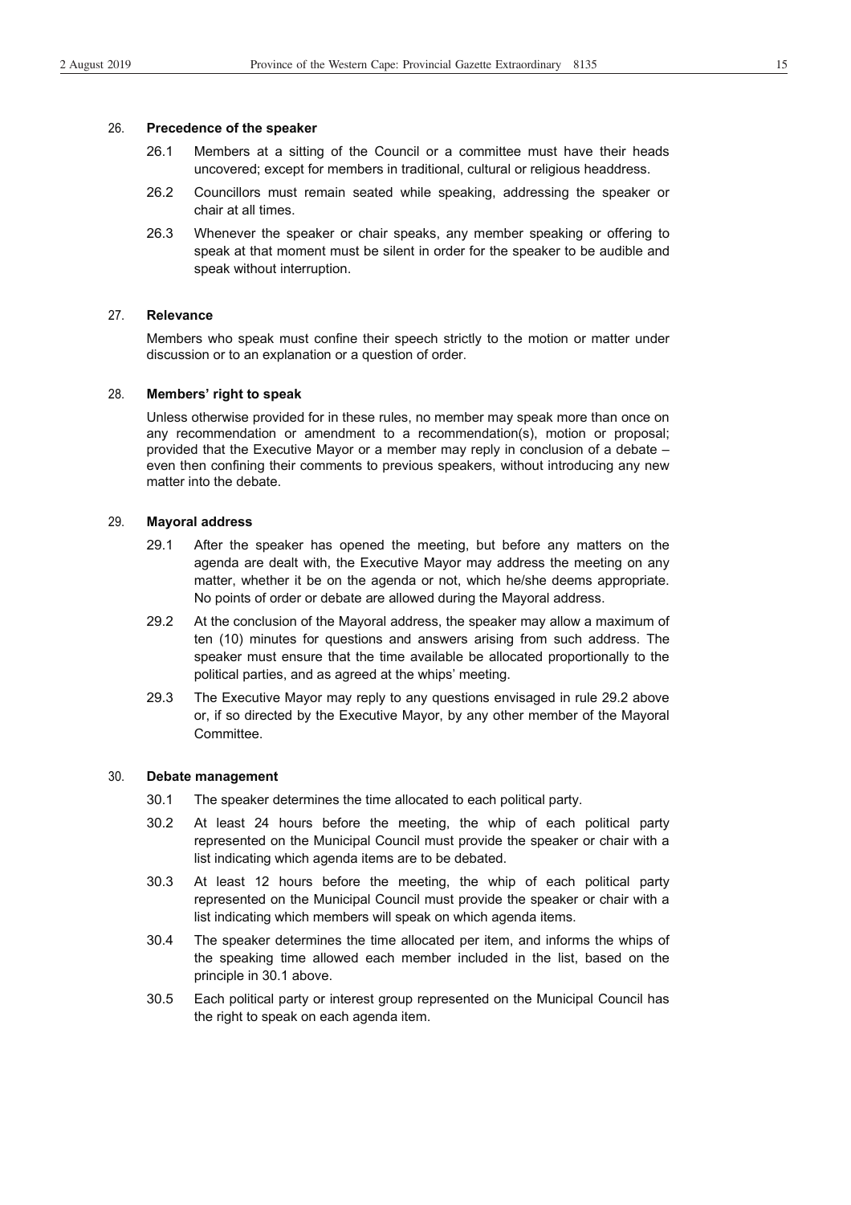### 26. Precedence of the speaker

26.1 Members at a sitting of the Council or a committee must have their heads uncovered; except for members in traditional, cultural or religious headdress.

26.2 Councillors must remain seated while speaking, addressing the speaker or chair at all times.

26.3 Whenever the speaker or chair speaks, any member speaking or offering to speak at that moment must be silent in order for the speaker to be audible and speak without interruption.

### 27. Relevance

Members who speak must confine their speech strictly to the motion or matter under discussion or to an explanation or a question of order.

### 28. Members' right to speak

Unless otherwise provided for in these rules, no member may speak more than once on any recommendation or amendment to a recommendation(s), motion or proposal; provided that the Executive Mayor or a member may reply in conclusion of a debate – even then confining their comments to previous speakers, without introducing any new matter into the debate.

### 29. Mayoral address

29.1 After the speaker has opened the meeting, but before any matters on the agenda are dealt with, the Executive Mayor may address the meeting on any matter, whether it be on the agenda or not, which he/she deems appropriate. No points of order or debate are allowed during the Mayoral address.

29.2 At the conclusion of the Mayoral address, the speaker may allow a maximum of ten (10) minutes for questions and answers arising from such address. The speaker must ensure that the time available be allocated proportionally to the political parties, and as agreed at the whips' meeting.

29.3 The Executive Mayor may reply to any questions envisaged in rule 29.2 above or, if so directed by the Executive Mayor, by any other member of the Mayoral Committee.

### 30. Debate management

30.1 The speaker determines the time allocated to each political party.

30.2 At least 24 hours before the meeting, the whip of each political party represented on the Municipal Council must provide the speaker or chair with a list indicating which agenda items are to be debated.

30.3 At least 12 hours before the meeting, the whip of each political party represented on the Municipal Council must provide the speaker or chair with a list indicating which members will speak on which agenda items.

30.4 The speaker determines the time allocated per item, and informs the whips of the speaking time allowed each member included in the list, based on the principle in 30.1 above.

30.5 Each political party or interest group represented on the Municipal Council has the right to speak on each agenda item.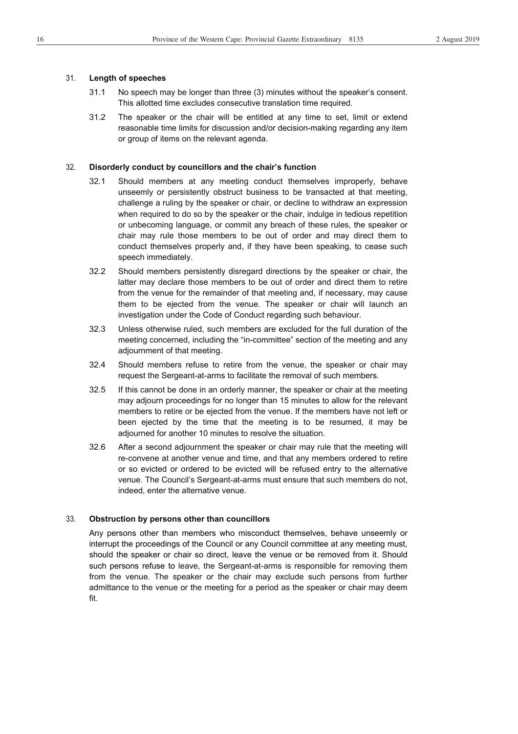## 31. Length of speeches

31.1 No speech may be longer than three (3) minutes without the speaker's consent. This allotted time excludes consecutive translation time required.

31.2 The speaker or the chair will be entitled at any time to set, limit or extend reasonable time limits for discussion and/or decision-making regarding any item or group of items on the relevant agenda.

## 32. Disorderly conduct by councillors and the chair's function

32.1 Should members at any meeting conduct themselves improperly, behave unseemly or persistently obstruct business to be transacted at that meeting, challenge a ruling by the speaker or chair, or decline to withdraw an expression when required to do so by the speaker or the chair, indulge in tedious repetition or unbecoming language, or commit any breach of these rules, the speaker or chair may rule those members to be out of order and may direct them to conduct themselves properly and, if they have been speaking, to cease such speech immediately.

32.2 Should members persistently disregard directions by the speaker or chair, the latter may declare those members to be out of order and direct them to retire from the venue for the remainder of that meeting and, if necessary, may cause them to be ejected from the venue. The speaker or chair will launch an investigation under the Code of Conduct regarding such behaviour.

32.3 Unless otherwise ruled, such members are excluded for the full duration of the meeting concerned, including the "in-committee" section of the meeting and any adjournment of that meeting.

32.4 Should members refuse to retire from the venue, the speaker or chair may request the Sergeant-at-arms to facilitate the removal of such members.

32.5 If this cannot be done in an orderly manner, the speaker or chair at the meeting may adjourn proceedings for no longer than 15 minutes to allow for the relevant members to retire or be ejected from the venue. If the members have not left or been ejected by the time that the meeting is to be resumed, it may be adjourned for another 10 minutes to resolve the situation.

32.6 After a second adjournment the speaker or chair may rule that the meeting will re-convene at another venue and time, and that any members ordered to retire or so evicted or ordered to be evicted will be refused entry to the alternative venue. The Council's Sergeant-at-arms must ensure that such members do not, indeed, enter the alternative venue.

## 33. Obstruction by persons other than councillors

Any persons other than members who misconduct themselves, behave unseemly or interrupt the proceedings of the Council or any Council committee at any meeting must, should the speaker or chair so direct, leave the venue or be removed from it. Should such persons refuse to leave, the Sergeant-at-arms is responsible for removing them from the venue. The speaker or the chair may exclude such persons from further admittance to the venue or the meeting for a period as the speaker or chair may deem fit.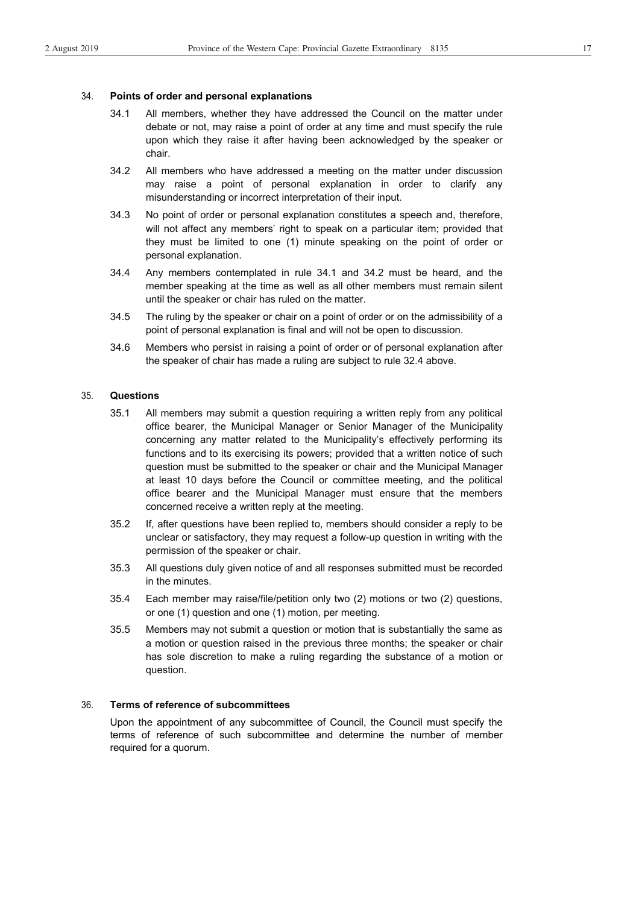### 34. **Points of order and personal explanations**

34.1 All members, whether they have addressed the Council on the matter under debate or not, may raise a point of order at any time and must specify the rule upon which they raise it after having been acknowledged by the speaker or chair.

34.2 All members who have addressed a meeting on the matter under discussion may raise a point of personal explanation in order to clarify any misunderstanding or incorrect interpretation of their input.

34.3 No point of order or personal explanation constitutes a speech and, therefore, will not affect any members' right to speak on a particular item; provided that they must be limited to one (1) minute speaking on the point of order or personal explanation.

34.4 Any members contemplated in rule 34.1 and 34.2 must be heard, and the member speaking at the time as well as all other members must remain silent until the speaker or chair has ruled on the matter.

34.5 The ruling by the speaker or chair on a point of order or on the admissibility of a point of personal explanation is final and will not be open to discussion.

34.6 Members who persist in raising a point of order or of personal explanation after the speaker of chair has made a ruling are subject to rule 32.4 above.

### 35. **Questions**

35.1 All members may submit a question requiring a written reply from any political office bearer, the Municipal Manager or Senior Manager of the Municipality concerning any matter related to the Municipality's effectively performing its functions and to its exercising its powers; provided that a written notice of such question must be submitted to the speaker or chair and the Municipal Manager at least 10 days before the Council or committee meeting, and the political office bearer and the Municipal Manager must ensure that the members concerned receive a written reply at the meeting.

35.2 If, after questions have been replied to, members should consider a reply to be unclear or satisfactory, they may request a follow-up question in writing with the permission of the speaker or chair.

35.3 All questions duly given notice of and all responses submitted must be recorded in the minutes.

35.4 Each member may raise/file/petition only two (2) motions or two (2) questions, or one (1) question and one (1) motion, per meeting.

35.5 Members may not submit a question or motion that is substantially the same as a motion or question raised in the previous three months; the speaker or chair has sole discretion to make a ruling regarding the substance of a motion or question.

### 36. **Terms of reference of subcommittees**

Upon the appointment of any subcommittee of Council, the Council must specify the terms of reference of such subcommittee and determine the number of member required for a quorum.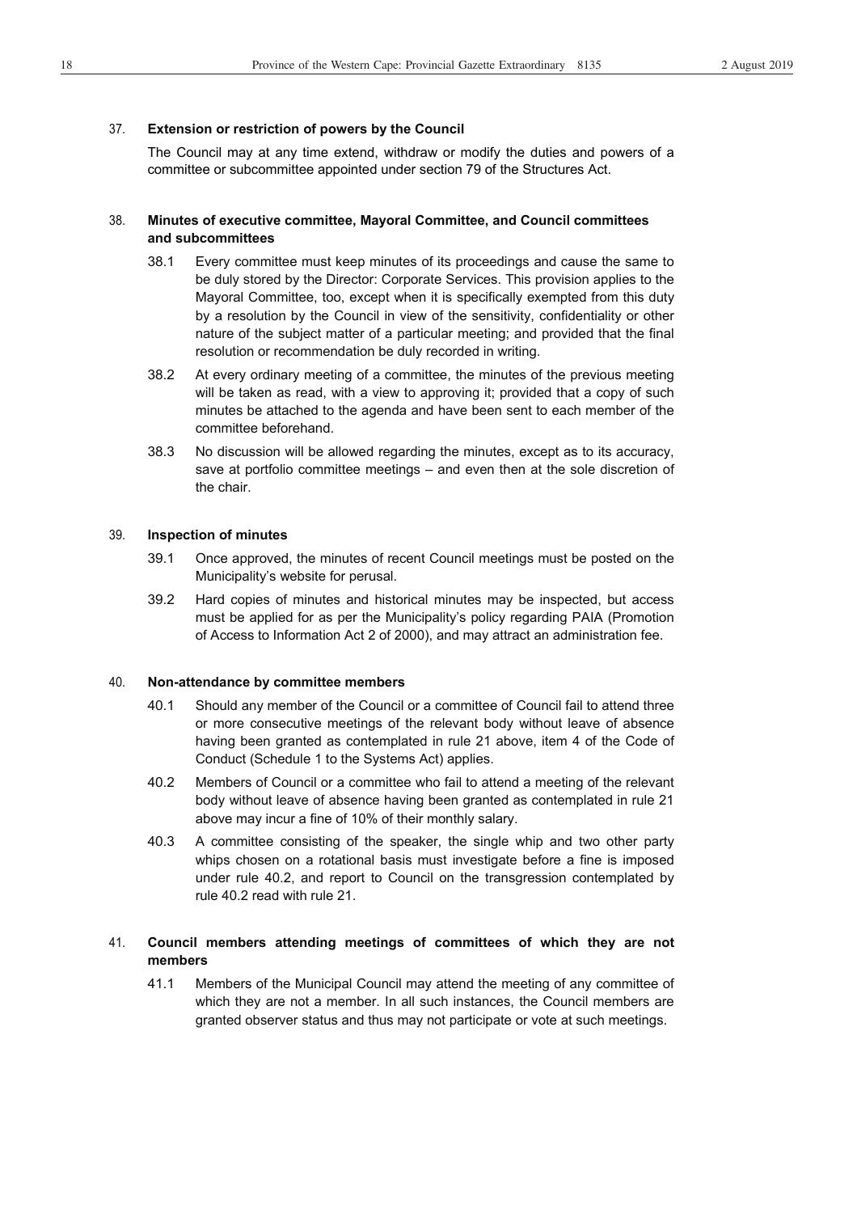## 37. **Extension or restriction of powers by the Council**

The Council may at any time extend, withdraw or modify the duties and powers of a committee or subcommittee appointed under section 79 of the Structures Act.

## 38. **Minutes of executive committee, Mayoral Committee, and Council committees and subcommittees**

38.1 Every committee must keep minutes of its proceedings and cause the same to be duly stored by the Director: Corporate Services. This provision applies to the Mayoral Committee, too, except when it is specifically exempted from this duty by a resolution by the Council in view of the sensitivity, confidentiality or other nature of the subject matter of a particular meeting; and provided that the final resolution or recommendation be duly recorded in writing.

38.2 At every ordinary meeting of a committee, the minutes of the previous meeting will be taken as read, with a view to approving it; provided that a copy of such minutes be attached to the agenda and have been sent to each member of the committee beforehand.

38.3 No discussion will be allowed regarding the minutes, except as to its accuracy, save at portfolio committee meetings – and even then at the sole discretion of the chair.

## 39. **Inspection of minutes**

39.1 Once approved, the minutes of recent Council meetings must be posted on the Municipality's website for perusal.

39.2 Hard copies of minutes and historical minutes may be inspected, but access must be applied for as per the Municipality's policy regarding PAIA (Promotion of Access to Information Act 2 of 2000), and may attract an administration fee.

## 40. **Non-attendance by committee members**

40.1 Should any member of the Council or a committee of Council fail to attend three or more consecutive meetings of the relevant body without leave of absence having been granted as contemplated in rule 21 above, item 4 of the Code of Conduct (Schedule 1 to the Systems Act) applies.

40.2 Members of Council or a committee who fail to attend a meeting of the relevant body without leave of absence having been granted as contemplated in rule 21 above may incur a fine of 10% of their monthly salary.

40.3 A committee consisting of the speaker, the single whip and two other party whips chosen on a rotational basis must investigate before a fine is imposed under rule 40.2, and report to Council on the transgression contemplated by rule 40.2 read with rule 21.

## 41. **Council members attending meetings of committees of which they are not members**

41.1 Members of the Municipal Council may attend the meeting of any committee of which they are not a member. In all such instances, the Council members are granted observer status and thus may not participate or vote at such meetings.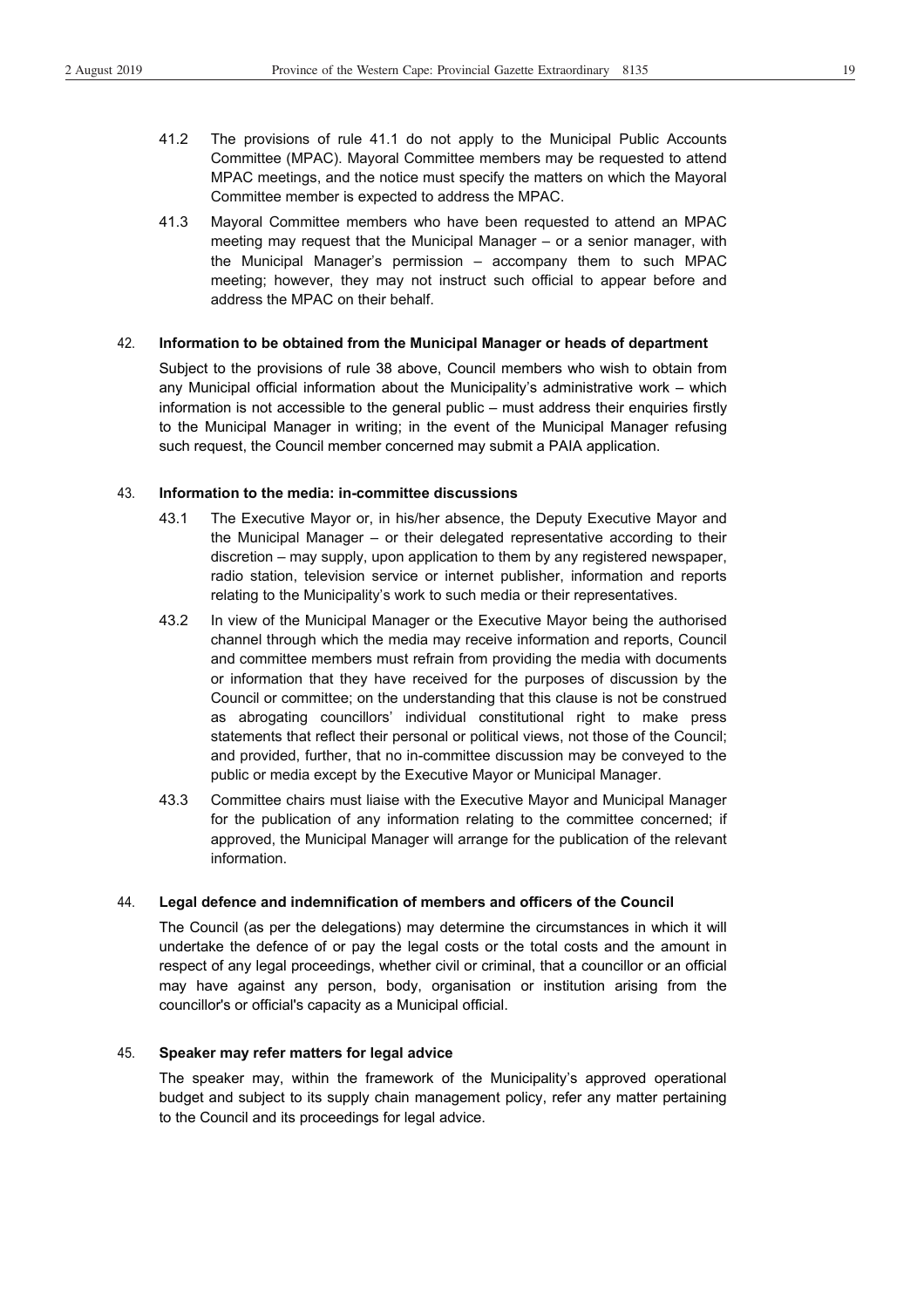41.2 The provisions of rule 41.1 do not apply to the Municipal Public Accounts Committee (MPAC). Mayoral Committee members may be requested to attend MPAC meetings, and the notice must specify the matters on which the Mayoral Committee member is expected to address the MPAC.

41.3 Mayoral Committee members who have been requested to attend an MPAC meeting may request that the Municipal Manager – or a senior manager, with the Municipal Manager's permission – accompany them to such MPAC meeting; however, they may not instruct such official to appear before and address the MPAC on their behalf.

### 42. Information to be obtained from the Municipal Manager or heads of department

Subject to the provisions of rule 38 above, Council members who wish to obtain from any Municipal official information about the Municipality's administrative work – which information is not accessible to the general public – must address their enquiries firstly to the Municipal Manager in writing; in the event of the Municipal Manager refusing such request, the Council member concerned may submit a PAIA application.

### 43. Information to the media: in-committee discussions

43.1 The Executive Mayor or, in his/her absence, the Deputy Executive Mayor and the Municipal Manager – or their delegated representative according to their discretion – may supply, upon application to them by any registered newspaper, radio station, television service or internet publisher, information and reports relating to the Municipality's work to such media or their representatives.

43.2 In view of the Municipal Manager or the Executive Mayor being the authorised channel through which the media may receive information and reports, Council and committee members must refrain from providing the media with documents or information that they have received for the purposes of discussion by the Council or committee; on the understanding that this clause is not be construed as abrogating councillors' individual constitutional right to make press statements that reflect their personal or political views, not those of the Council; and provided, further, that no in-committee discussion may be conveyed to the public or media except by the Executive Mayor or Municipal Manager.

43.3 Committee chairs must liaise with the Executive Mayor and Municipal Manager for the publication of any information relating to the committee concerned; if approved, the Municipal Manager will arrange for the publication of the relevant information.

### 44. Legal defence and indemnification of members and officers of the Council

The Council (as per the delegations) may determine the circumstances in which it will undertake the defence of or pay the legal costs or the total costs and the amount in respect of any legal proceedings, whether civil or criminal, that a councillor or an official may have against any person, body, organisation or institution arising from the councillor's or official's capacity as a Municipal official.

### 45. Speaker may refer matters for legal advice

The speaker may, within the framework of the Municipality's approved operational budget and subject to its supply chain management policy, refer any matter pertaining to the Council and its proceedings for legal advice.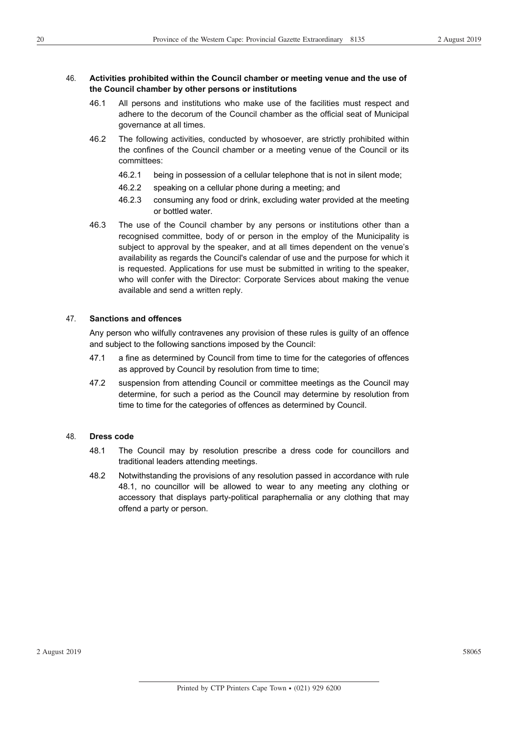### 46. Activities prohibited within the Council chamber or meeting venue and the use of the Council chamber by other persons or institutions

46.1 All persons and institutions who make use of the facilities must respect and adhere to the decorum of the Council chamber as the official seat of Municipal governance at all times.

46.2 The following activities, conducted by whosoever, are strictly prohibited within the confines of the Council chamber or a meeting venue of the Council or its committees:

46.2.1 being in possession of a cellular telephone that is not in silent mode;

46.2.2 speaking on a cellular phone during a meeting; and

46.2.3 consuming any food or drink, excluding water provided at the meeting or bottled water.

46.3 The use of the Council chamber by any persons or institutions other than a recognised committee, body of or person in the employ of the Municipality is subject to approval by the speaker, and at all times dependent on the venue's availability as regards the Council's calendar of use and the purpose for which it is requested. Applications for use must be submitted in writing to the speaker, who will confer with the Director: Corporate Services about making the venue available and send a written reply.

### 47. Sanctions and offences

Any person who wilfully contravenes any provision of these rules is guilty of an offence and subject to the following sanctions imposed by the Council:

47.1 a fine as determined by Council from time to time for the categories of offences as approved by Council by resolution from time to time;

47.2 suspension from attending Council or committee meetings as the Council may determine, for such a period as the Council may determine by resolution from time to time for the categories of offences as determined by Council.

### 48. Dress code

48.1 The Council may by resolution prescribe a dress code for councillors and traditional leaders attending meetings.

48.2 Notwithstanding the provisions of any resolution passed in accordance with rule 48.1, no councillor will be allowed to wear to any meeting any clothing or accessory that displays party-political paraphernalia or any clothing that may offend a party or person.

2 August 2019 58065

Printed by CTP Printers Cape Town • (021) 929 6200